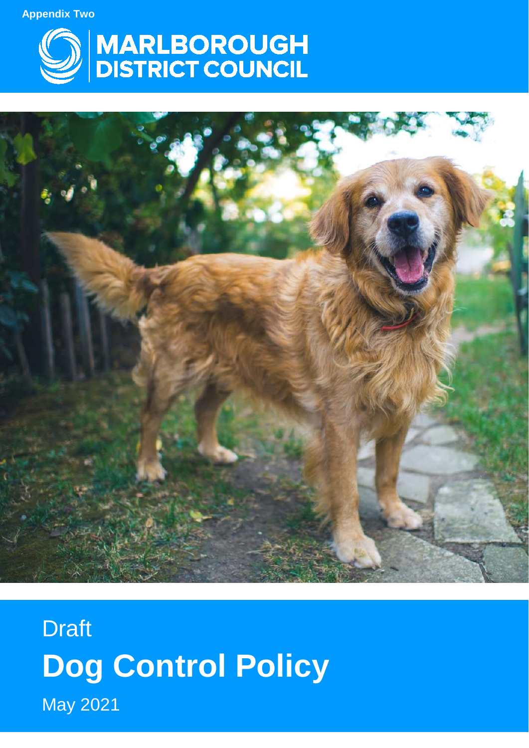Appendix Two

MARLBOROUGH DISTRICT COUNCIL

Draft

# Dog Control Policy

May 2021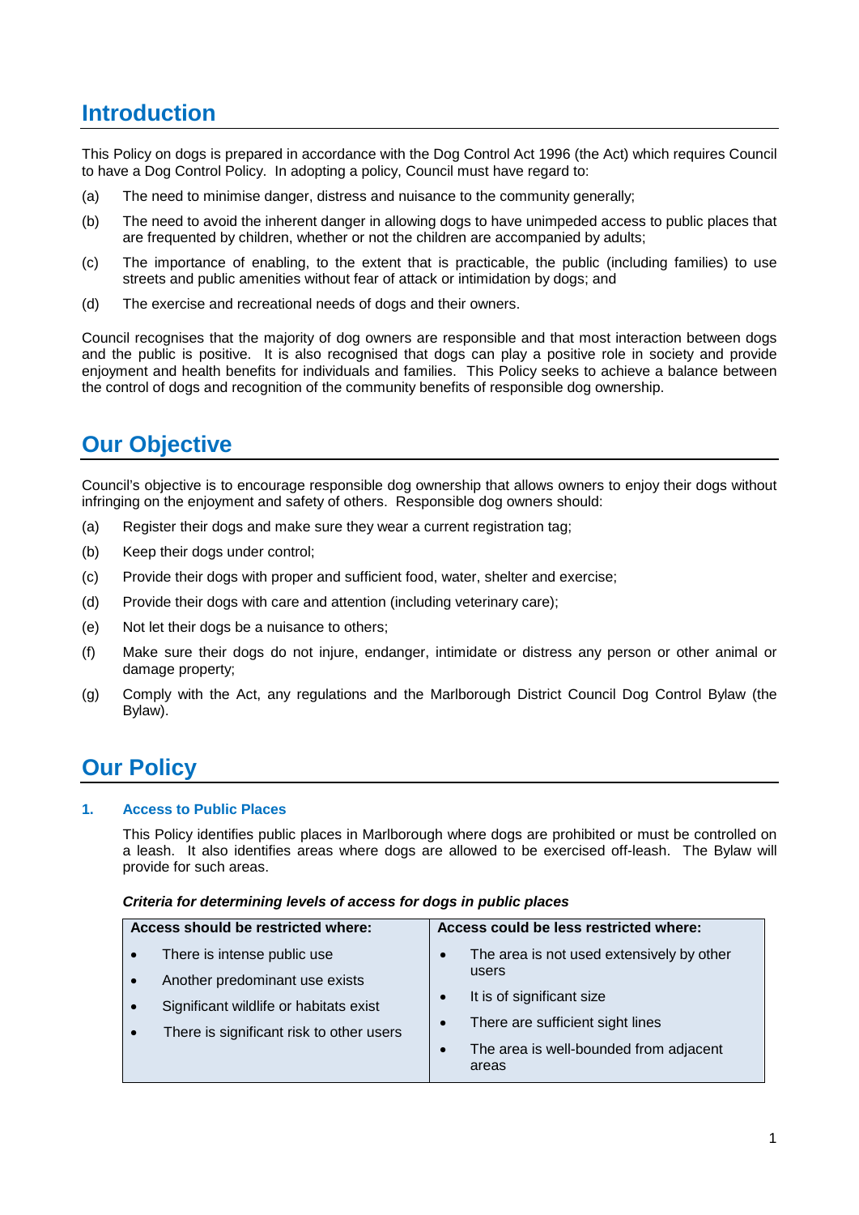# Introduction

This Policy on dogs is prepared in accordance with the Dog Control Act 1996 (the Act) which requires Council to have a Dog Control Policy. In adopting a policy, Council must have regard to:

(a) The need to minimise danger, distress and nuisance to the community generally;

(b) The need to avoid the inherent danger in allowing dogs to have unimpeded access to public places that are frequented by children, whether or not the children are accompanied by adults;

(c) The importance of enabling, to the extent that is practicable, the public (including families) to use streets and public amenities without fear of attack or intimidation by dogs; and

(d) The exercise and recreational needs of dogs and their owners.

Council recognises that the majority of dog owners are responsible and that most interaction between dogs and the public is positive. It is also recognised that dogs can play a positive role in society and provide enjoyment and health benefits for individuals and families. This Policy seeks to achieve a balance between the control of dogs and recognition of the community benefits of responsible dog ownership.

# Our Objective

Council's objective is to encourage responsible dog ownership that allows owners to enjoy their dogs without infringing on the enjoyment and safety of others. Responsible dog owners should:

(a) Register their dogs and make sure they wear a current registration tag;

(b) Keep their dogs under control;

(c) Provide their dogs with proper and sufficient food, water, shelter and exercise;

(d) Provide their dogs with care and attention (including veterinary care);

(e) Not let their dogs be a nuisance to others;

(f) Make sure their dogs do not injure, endanger, intimidate or distress any person or other animal or damage property;

(g) Comply with the Act, any regulations and the Marlborough District Council Dog Control Bylaw (the Bylaw).

# Our Policy

### 1. Access to Public Places

This Policy identifies public places in Marlborough where dogs are prohibited or must be controlled on a leash. It also identifies areas where dogs are allowed to be exercised off-leash. The Bylaw will provide for such areas.

***Criteria for determining levels of access for dogs in public places***

| Access should be restricted where: | Access could be less restricted where: |
| --- | --- |
| • There is intense public use<br>• Another predominant use exists<br>• Significant wildlife or habitats exist<br>• There is significant risk to other users | • The area is not used extensively by other users<br>• It is of significant size<br>• There are sufficient sight lines<br>• The area is well-bounded from adjacent areas |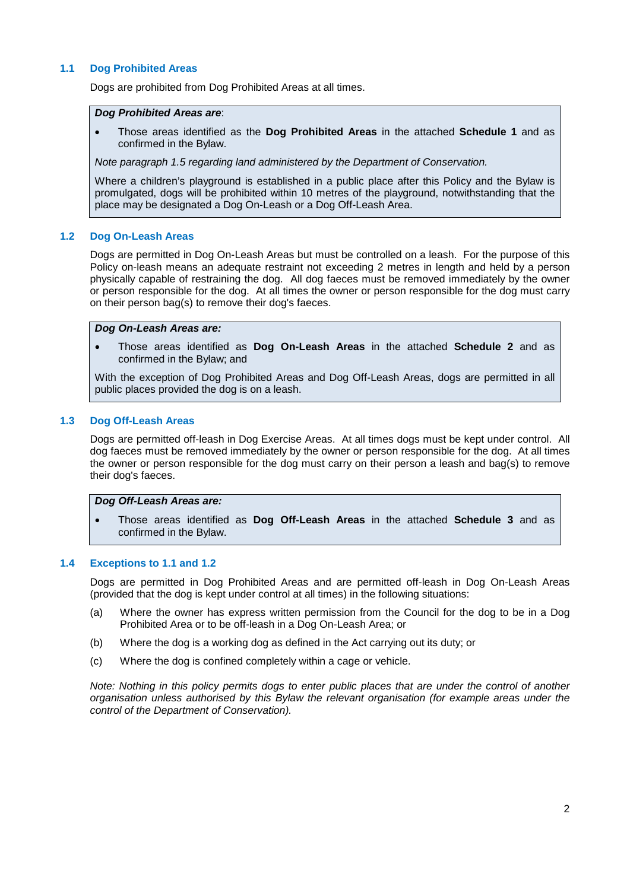### 1.1 Dog Prohibited Areas

Dogs are prohibited from Dog Prohibited Areas at all times.

> ***Dog Prohibited Areas are***:
>
> - Those areas identified as the **Dog Prohibited Areas** in the attached **Schedule 1** and as confirmed in the Bylaw.
>
> *Note paragraph 1.5 regarding land administered by the Department of Conservation.*
>
> Where a children's playground is established in a public place after this Policy and the Bylaw is promulgated, dogs will be prohibited within 10 metres of the playground, notwithstanding that the place may be designated a Dog On-Leash or a Dog Off-Leash Area.

### 1.2 Dog On-Leash Areas

Dogs are permitted in Dog On-Leash Areas but must be controlled on a leash. For the purpose of this Policy on-leash means an adequate restraint not exceeding 2 metres in length and held by a person physically capable of restraining the dog. All dog faeces must be removed immediately by the owner or person responsible for the dog. At all times the owner or person responsible for the dog must carry on their person bag(s) to remove their dog's faeces.

> ***Dog On-Leash Areas are:***
>
> - Those areas identified as **Dog On-Leash Areas** in the attached **Schedule 2** and as confirmed in the Bylaw; and
>
> With the exception of Dog Prohibited Areas and Dog Off-Leash Areas, dogs are permitted in all public places provided the dog is on a leash.

### 1.3 Dog Off-Leash Areas

Dogs are permitted off-leash in Dog Exercise Areas. At all times dogs must be kept under control. All dog faeces must be removed immediately by the owner or person responsible for the dog. At all times the owner or person responsible for the dog must carry on their person a leash and bag(s) to remove their dog's faeces.

> ***Dog Off-Leash Areas are:***
>
> - Those areas identified as **Dog Off-Leash Areas** in the attached **Schedule 3** and as confirmed in the Bylaw.

### 1.4 Exceptions to 1.1 and 1.2

Dogs are permitted in Dog Prohibited Areas and are permitted off-leash in Dog On-Leash Areas (provided that the dog is kept under control at all times) in the following situations:

(a) Where the owner has express written permission from the Council for the dog to be in a Dog Prohibited Area or to be off-leash in a Dog On-Leash Area; or

(b) Where the dog is a working dog as defined in the Act carrying out its duty; or

(c) Where the dog is confined completely within a cage or vehicle.

*Note: Nothing in this policy permits dogs to enter public places that are under the control of another organisation unless authorised by this Bylaw the relevant organisation (for example areas under the control of the Department of Conservation).*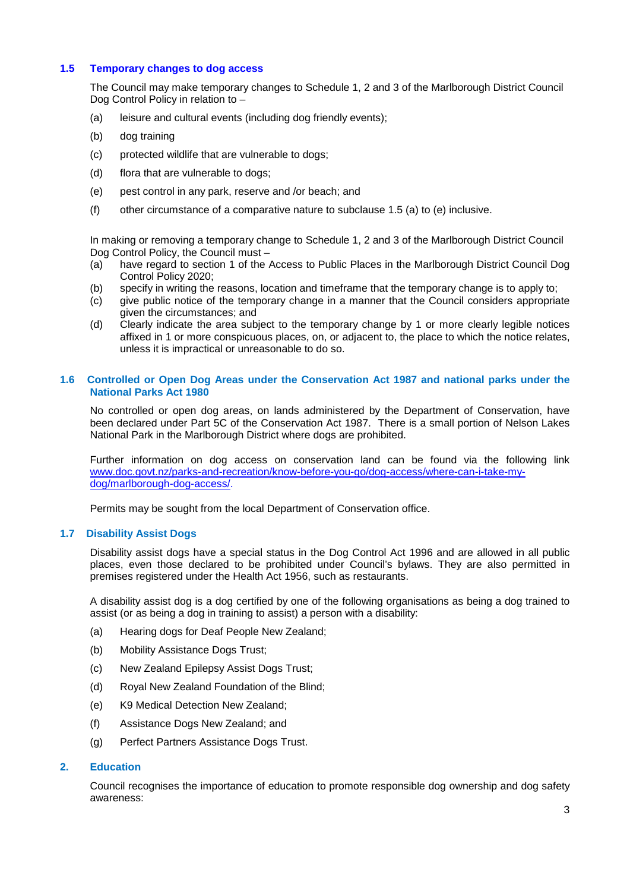### 1.5 Temporary changes to dog access

The Council may make temporary changes to Schedule 1, 2 and 3 of the Marlborough District Council Dog Control Policy in relation to –

(a) leisure and cultural events (including dog friendly events);

(b) dog training

(c) protected wildlife that are vulnerable to dogs;

(d) flora that are vulnerable to dogs;

(e) pest control in any park, reserve and /or beach; and

(f) other circumstance of a comparative nature to subclause 1.5 (a) to (e) inclusive.

In making or removing a temporary change to Schedule 1, 2 and 3 of the Marlborough District Council Dog Control Policy, the Council must –

(a) have regard to section 1 of the Access to Public Places in the Marlborough District Council Dog Control Policy 2020;

(b) specify in writing the reasons, location and timeframe that the temporary change is to apply to;

(c) give public notice of the temporary change in a manner that the Council considers appropriate given the circumstances; and

(d) Clearly indicate the area subject to the temporary change by 1 or more clearly legible notices affixed in 1 or more conspicuous places, on, or adjacent to, the place to which the notice relates, unless it is impractical or unreasonable to do so.

### 1.6 Controlled or Open Dog Areas under the Conservation Act 1987 and national parks under the National Parks Act 1980

No controlled or open dog areas, on lands administered by the Department of Conservation, have been declared under Part 5C of the Conservation Act 1987. There is a small portion of Nelson Lakes National Park in the Marlborough District where dogs are prohibited.

Further information on dog access on conservation land can be found via the following link [www.doc.govt.nz/parks-and-recreation/know-before-you-go/dog-access/where-can-i-take-my-dog/marlborough-dog-access/](www.doc.govt.nz/parks-and-recreation/know-before-you-go/dog-access/where-can-i-take-my-dog/marlborough-dog-access/).

Permits may be sought from the local Department of Conservation office.

### 1.7 Disability Assist Dogs

Disability assist dogs have a special status in the Dog Control Act 1996 and are allowed in all public places, even those declared to be prohibited under Council's bylaws. They are also permitted in premises registered under the Health Act 1956, such as restaurants.

A disability assist dog is a dog certified by one of the following organisations as being a dog trained to assist (or as being a dog in training to assist) a person with a disability:

(a) Hearing dogs for Deaf People New Zealand;

(b) Mobility Assistance Dogs Trust;

(c) New Zealand Epilepsy Assist Dogs Trust;

(d) Royal New Zealand Foundation of the Blind;

(e) K9 Medical Detection New Zealand;

(f) Assistance Dogs New Zealand; and

(g) Perfect Partners Assistance Dogs Trust.

## 2. Education

Council recognises the importance of education to promote responsible dog ownership and dog safety awareness: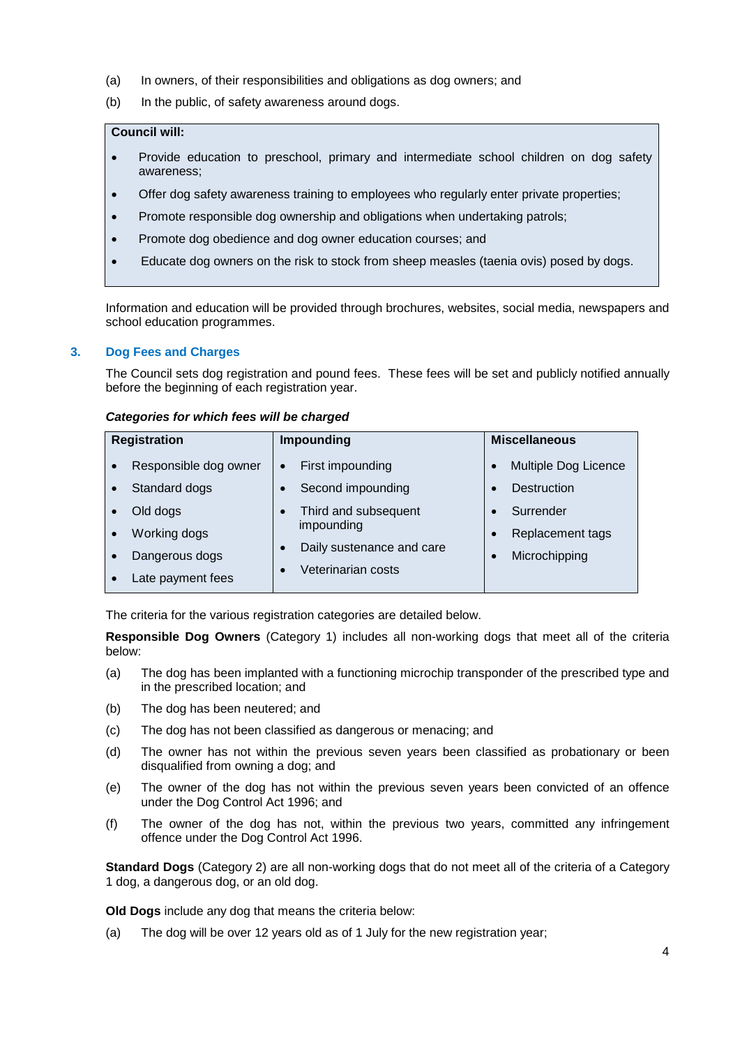(a) In owners, of their responsibilities and obligations as dog owners; and

(b) In the public, of safety awareness around dogs.

**Council will:**

- Provide education to preschool, primary and intermediate school children on dog safety awareness;
- Offer dog safety awareness training to employees who regularly enter private properties;
- Promote responsible dog ownership and obligations when undertaking patrols;
- Promote dog obedience and dog owner education courses; and
- Educate dog owners on the risk to stock from sheep measles (taenia ovis) posed by dogs.

Information and education will be provided through brochures, websites, social media, newspapers and school education programmes.

## 3. Dog Fees and Charges

The Council sets dog registration and pound fees. These fees will be set and publicly notified annually before the beginning of each registration year.

***Categories for which fees will be charged***

| Registration | Impounding | Miscellaneous |
|---|---|---|
| • Responsible dog owner<br>• Standard dogs<br>• Old dogs<br>• Working dogs<br>• Dangerous dogs<br>• Late payment fees | • First impounding<br>• Second impounding<br>• Third and subsequent impounding<br>• Daily sustenance and care<br>• Veterinarian costs | • Multiple Dog Licence<br>• Destruction<br>• Surrender<br>• Replacement tags<br>• Microchipping |

The criteria for the various registration categories are detailed below.

**Responsible Dog Owners** (Category 1) includes all non-working dogs that meet all of the criteria below:

(a) The dog has been implanted with a functioning microchip transponder of the prescribed type and in the prescribed location; and

(b) The dog has been neutered; and

(c) The dog has not been classified as dangerous or menacing; and

(d) The owner has not within the previous seven years been classified as probationary or been disqualified from owning a dog; and

(e) The owner of the dog has not within the previous seven years been convicted of an offence under the Dog Control Act 1996; and

(f) The owner of the dog has not, within the previous two years, committed any infringement offence under the Dog Control Act 1996.

**Standard Dogs** (Category 2) are all non-working dogs that do not meet all of the criteria of a Category 1 dog, a dangerous dog, or an old dog.

**Old Dogs** include any dog that means the criteria below:

(a) The dog will be over 12 years old as of 1 July for the new registration year;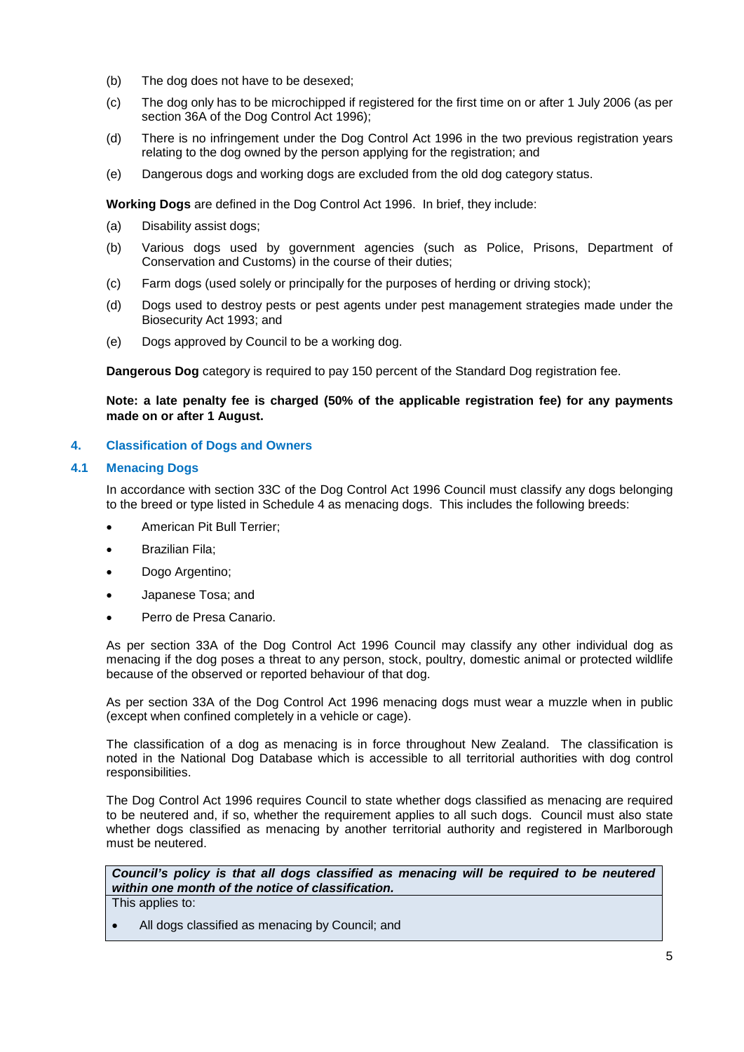(b) The dog does not have to be desexed;

(c) The dog only has to be microchipped if registered for the first time on or after 1 July 2006 (as per section 36A of the Dog Control Act 1996);

(d) There is no infringement under the Dog Control Act 1996 in the two previous registration years relating to the dog owned by the person applying for the registration; and

(e) Dangerous dogs and working dogs are excluded from the old dog category status.

**Working Dogs** are defined in the Dog Control Act 1996. In brief, they include:

(a) Disability assist dogs;

(b) Various dogs used by government agencies (such as Police, Prisons, Department of Conservation and Customs) in the course of their duties;

(c) Farm dogs (used solely or principally for the purposes of herding or driving stock);

(d) Dogs used to destroy pests or pest agents under pest management strategies made under the Biosecurity Act 1993; and

(e) Dogs approved by Council to be a working dog.

**Dangerous Dog** category is required to pay 150 percent of the Standard Dog registration fee.

**Note: a late penalty fee is charged (50% of the applicable registration fee) for any payments made on or after 1 August.**

## 4. Classification of Dogs and Owners

### 4.1 Menacing Dogs

In accordance with section 33C of the Dog Control Act 1996 Council must classify any dogs belonging to the breed or type listed in Schedule 4 as menacing dogs. This includes the following breeds:

- American Pit Bull Terrier;
- Brazilian Fila;
- Dogo Argentino;
- Japanese Tosa; and
- Perro de Presa Canario.

As per section 33A of the Dog Control Act 1996 Council may classify any other individual dog as menacing if the dog poses a threat to any person, stock, poultry, domestic animal or protected wildlife because of the observed or reported behaviour of that dog.

As per section 33A of the Dog Control Act 1996 menacing dogs must wear a muzzle when in public (except when confined completely in a vehicle or cage).

The classification of a dog as menacing is in force throughout New Zealand. The classification is noted in the National Dog Database which is accessible to all territorial authorities with dog control responsibilities.

The Dog Control Act 1996 requires Council to state whether dogs classified as menacing are required to be neutered and, if so, whether the requirement applies to all such dogs. Council must also state whether dogs classified as menacing by another territorial authority and registered in Marlborough must be neutered.

***Council's policy is that all dogs classified as menacing will be required to be neutered within one month of the notice of classification.***

This applies to:

- All dogs classified as menacing by Council; and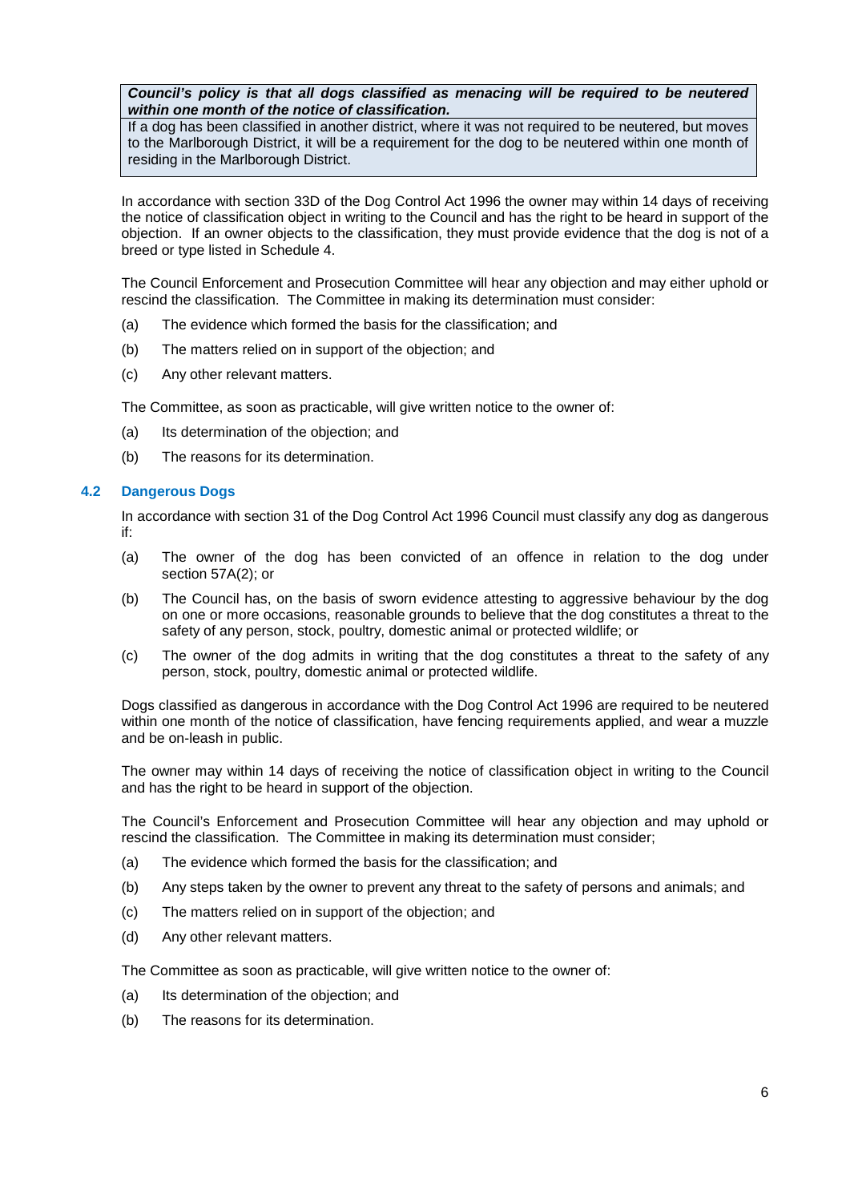> ***Council's policy is that all dogs classified as menacing will be required to be neutered within one month of the notice of classification.***
>
> If a dog has been classified in another district, where it was not required to be neutered, but moves to the Marlborough District, it will be a requirement for the dog to be neutered within one month of residing in the Marlborough District.

In accordance with section 33D of the Dog Control Act 1996 the owner may within 14 days of receiving the notice of classification object in writing to the Council and has the right to be heard in support of the objection. If an owner objects to the classification, they must provide evidence that the dog is not of a breed or type listed in Schedule 4.

The Council Enforcement and Prosecution Committee will hear any objection and may either uphold or rescind the classification. The Committee in making its determination must consider:

(a) The evidence which formed the basis for the classification; and

(b) The matters relied on in support of the objection; and

(c) Any other relevant matters.

The Committee, as soon as practicable, will give written notice to the owner of:

(a) Its determination of the objection; and

(b) The reasons for its determination.

### 4.2 Dangerous Dogs

In accordance with section 31 of the Dog Control Act 1996 Council must classify any dog as dangerous if:

(a) The owner of the dog has been convicted of an offence in relation to the dog under section 57A(2); or

(b) The Council has, on the basis of sworn evidence attesting to aggressive behaviour by the dog on one or more occasions, reasonable grounds to believe that the dog constitutes a threat to the safety of any person, stock, poultry, domestic animal or protected wildlife; or

(c) The owner of the dog admits in writing that the dog constitutes a threat to the safety of any person, stock, poultry, domestic animal or protected wildlife.

Dogs classified as dangerous in accordance with the Dog Control Act 1996 are required to be neutered within one month of the notice of classification, have fencing requirements applied, and wear a muzzle and be on-leash in public.

The owner may within 14 days of receiving the notice of classification object in writing to the Council and has the right to be heard in support of the objection.

The Council's Enforcement and Prosecution Committee will hear any objection and may uphold or rescind the classification. The Committee in making its determination must consider;

(a) The evidence which formed the basis for the classification; and

(b) Any steps taken by the owner to prevent any threat to the safety of persons and animals; and

(c) The matters relied on in support of the objection; and

(d) Any other relevant matters.

The Committee as soon as practicable, will give written notice to the owner of:

(a) Its determination of the objection; and

(b) The reasons for its determination.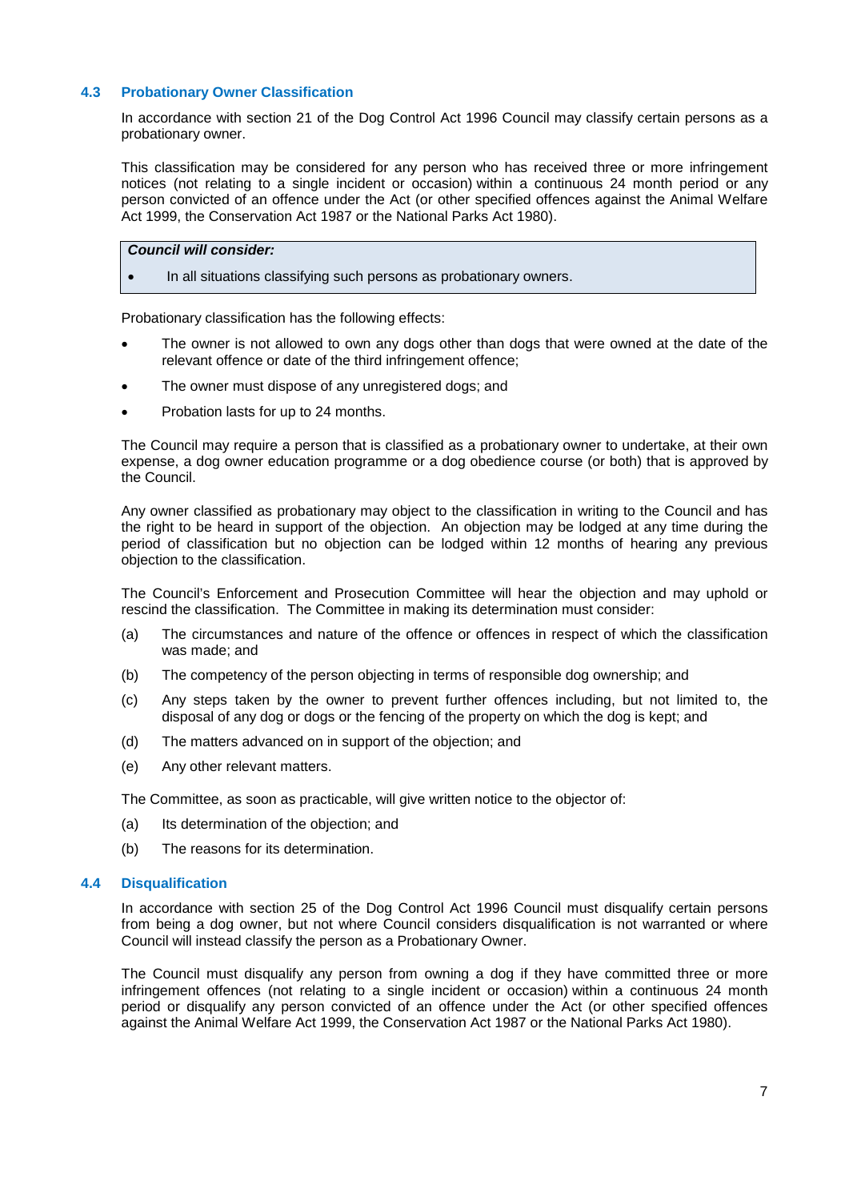### 4.3 Probationary Owner Classification

In accordance with section 21 of the Dog Control Act 1996 Council may classify certain persons as a probationary owner.

This classification may be considered for any person who has received three or more infringement notices (not relating to a single incident or occasion) within a continuous 24 month period or any person convicted of an offence under the Act (or other specified offences against the Animal Welfare Act 1999, the Conservation Act 1987 or the National Parks Act 1980).

> ***Council will consider:***
>
> - In all situations classifying such persons as probationary owners.

Probationary classification has the following effects:

- The owner is not allowed to own any dogs other than dogs that were owned at the date of the relevant offence or date of the third infringement offence;
- The owner must dispose of any unregistered dogs; and
- Probation lasts for up to 24 months.

The Council may require a person that is classified as a probationary owner to undertake, at their own expense, a dog owner education programme or a dog obedience course (or both) that is approved by the Council.

Any owner classified as probationary may object to the classification in writing to the Council and has the right to be heard in support of the objection. An objection may be lodged at any time during the period of classification but no objection can be lodged within 12 months of hearing any previous objection to the classification.

The Council's Enforcement and Prosecution Committee will hear the objection and may uphold or rescind the classification. The Committee in making its determination must consider:

(a) The circumstances and nature of the offence or offences in respect of which the classification was made; and

(b) The competency of the person objecting in terms of responsible dog ownership; and

(c) Any steps taken by the owner to prevent further offences including, but not limited to, the disposal of any dog or dogs or the fencing of the property on which the dog is kept; and

(d) The matters advanced on in support of the objection; and

(e) Any other relevant matters.

The Committee, as soon as practicable, will give written notice to the objector of:

(a) Its determination of the objection; and

(b) The reasons for its determination.

### 4.4 Disqualification

In accordance with section 25 of the Dog Control Act 1996 Council must disqualify certain persons from being a dog owner, but not where Council considers disqualification is not warranted or where Council will instead classify the person as a Probationary Owner.

The Council must disqualify any person from owning a dog if they have committed three or more infringement offences (not relating to a single incident or occasion) within a continuous 24 month period or disqualify any person convicted of an offence under the Act (or other specified offences against the Animal Welfare Act 1999, the Conservation Act 1987 or the National Parks Act 1980).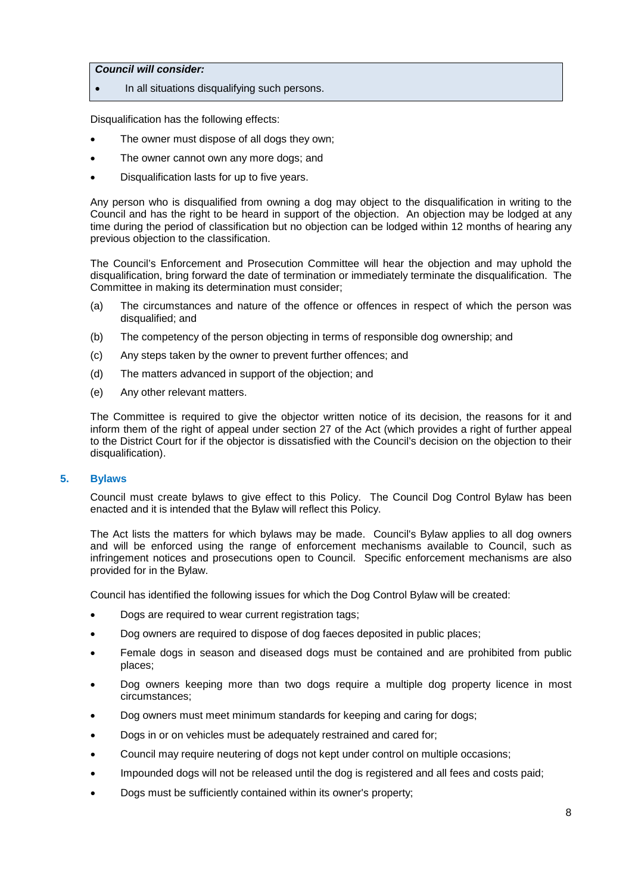***Council will consider:***

- In all situations disqualifying such persons.

Disqualification has the following effects:

- The owner must dispose of all dogs they own;
- The owner cannot own any more dogs; and
- Disqualification lasts for up to five years.

Any person who is disqualified from owning a dog may object to the disqualification in writing to the Council and has the right to be heard in support of the objection. An objection may be lodged at any time during the period of classification but no objection can be lodged within 12 months of hearing any previous objection to the classification.

The Council's Enforcement and Prosecution Committee will hear the objection and may uphold the disqualification, bring forward the date of termination or immediately terminate the disqualification. The Committee in making its determination must consider;

(a) The circumstances and nature of the offence or offences in respect of which the person was disqualified; and

(b) The competency of the person objecting in terms of responsible dog ownership; and

(c) Any steps taken by the owner to prevent further offences; and

(d) The matters advanced in support of the objection; and

(e) Any other relevant matters.

The Committee is required to give the objector written notice of its decision, the reasons for it and inform them of the right of appeal under section 27 of the Act (which provides a right of further appeal to the District Court for if the objector is dissatisfied with the Council's decision on the objection to their disqualification).

## 5. Bylaws

Council must create bylaws to give effect to this Policy. The Council Dog Control Bylaw has been enacted and it is intended that the Bylaw will reflect this Policy.

The Act lists the matters for which bylaws may be made. Council's Bylaw applies to all dog owners and will be enforced using the range of enforcement mechanisms available to Council, such as infringement notices and prosecutions open to Council. Specific enforcement mechanisms are also provided for in the Bylaw.

Council has identified the following issues for which the Dog Control Bylaw will be created:

- Dogs are required to wear current registration tags;
- Dog owners are required to dispose of dog faeces deposited in public places;
- Female dogs in season and diseased dogs must be contained and are prohibited from public places;
- Dog owners keeping more than two dogs require a multiple dog property licence in most circumstances;
- Dog owners must meet minimum standards for keeping and caring for dogs;
- Dogs in or on vehicles must be adequately restrained and cared for;
- Council may require neutering of dogs not kept under control on multiple occasions;
- Impounded dogs will not be released until the dog is registered and all fees and costs paid;
- Dogs must be sufficiently contained within its owner's property;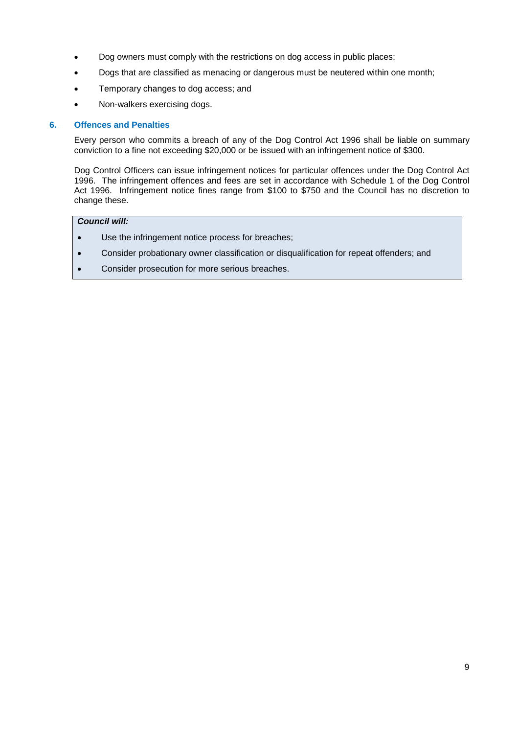- Dog owners must comply with the restrictions on dog access in public places;
- Dogs that are classified as menacing or dangerous must be neutered within one month;
- Temporary changes to dog access; and
- Non-walkers exercising dogs.

## 6. Offences and Penalties

Every person who commits a breach of any of the Dog Control Act 1996 shall be liable on summary conviction to a fine not exceeding $20,000 or be issued with an infringement notice of $300.

Dog Control Officers can issue infringement notices for particular offences under the Dog Control Act 1996. The infringement offences and fees are set in accordance with Schedule 1 of the Dog Control Act 1996. Infringement notice fines range from $100 to $750 and the Council has no discretion to change these.

***Council will:***

- Use the infringement notice process for breaches;
- Consider probationary owner classification or disqualification for repeat offenders; and
- Consider prosecution for more serious breaches.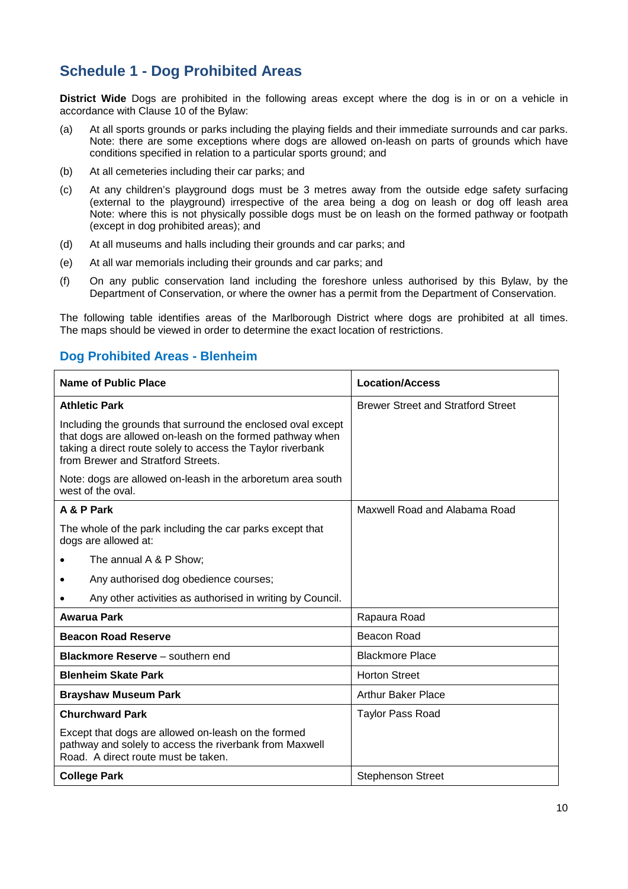## Schedule 1 - Dog Prohibited Areas

**District Wide** Dogs are prohibited in the following areas except where the dog is in or on a vehicle in accordance with Clause 10 of the Bylaw:

(a) At all sports grounds or parks including the playing fields and their immediate surrounds and car parks. Note: there are some exceptions where dogs are allowed on-leash on parts of grounds which have conditions specified in relation to a particular sports ground; and

(b) At all cemeteries including their car parks; and

(c) At any children's playground dogs must be 3 metres away from the outside edge safety surfacing (external to the playground) irrespective of the area being a dog on leash or dog off leash area Note: where this is not physically possible dogs must be on leash on the formed pathway or footpath (except in dog prohibited areas); and

(d) At all museums and halls including their grounds and car parks; and

(e) At all war memorials including their grounds and car parks; and

(f) On any public conservation land including the foreshore unless authorised by this Bylaw, by the Department of Conservation, or where the owner has a permit from the Department of Conservation.

The following table identifies areas of the Marlborough District where dogs are prohibited at all times. The maps should be viewed in order to determine the exact location of restrictions.

### Dog Prohibited Areas - Blenheim

| Name of Public Place | Location/Access |
|---|---|
| **Athletic Park**<br>Including the grounds that surround the enclosed oval except that dogs are allowed on-leash on the formed pathway when taking a direct route solely to access the Taylor riverbank from Brewer and Stratford Streets.<br>Note: dogs are allowed on-leash in the arboretum area south west of the oval. | Brewer Street and Stratford Street |
| **A & P Park**<br>The whole of the park including the car parks except that dogs are allowed at:<br>• The annual A & P Show;<br>• Any authorised dog obedience courses;<br>• Any other activities as authorised in writing by Council. | Maxwell Road and Alabama Road |
| **Awarua Park** | Rapaura Road |
| **Beacon Road Reserve** | Beacon Road |
| **Blackmore Reserve** – southern end | Blackmore Place |
| **Blenheim Skate Park** | Horton Street |
| **Brayshaw Museum Park** | Arthur Baker Place |
| **Churchward Park**<br>Except that dogs are allowed on-leash on the formed pathway and solely to access the riverbank from Maxwell Road. A direct route must be taken. | Taylor Pass Road |
| **College Park** | Stephenson Street |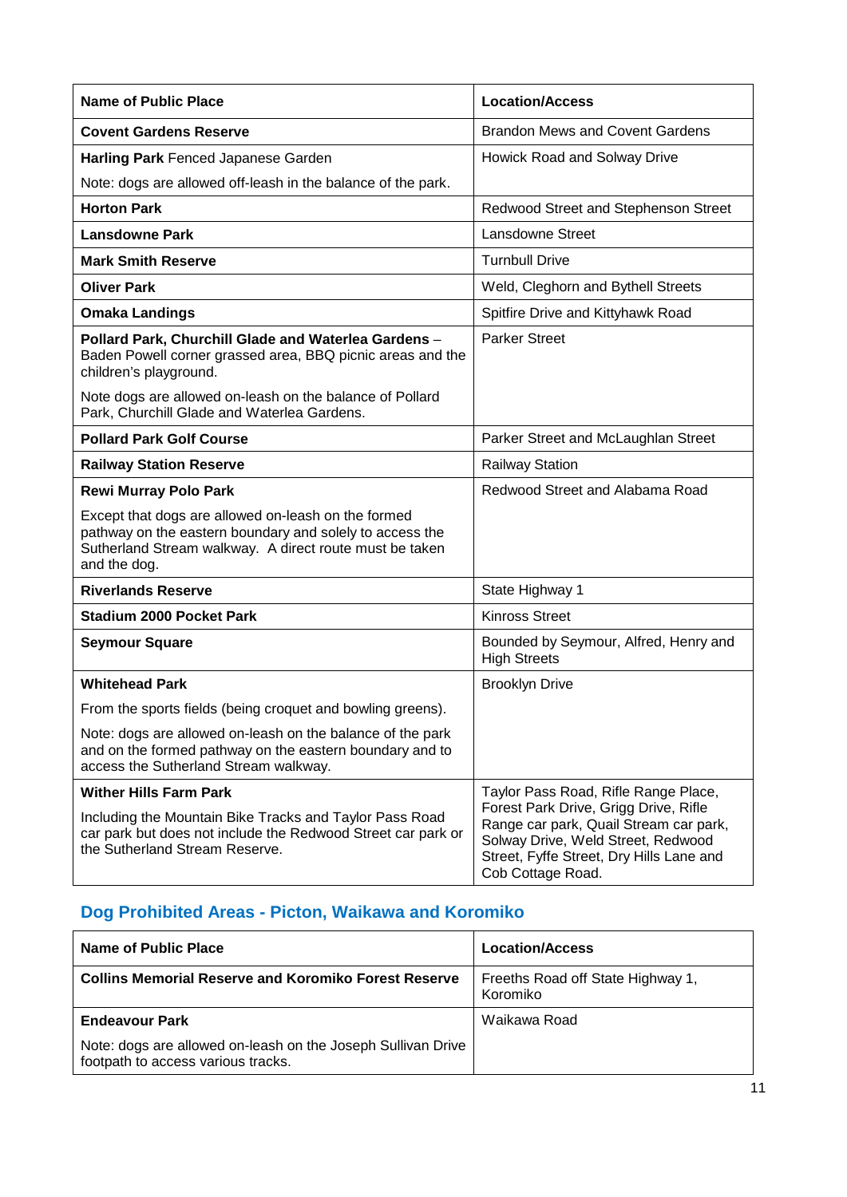| Name of Public Place | Location/Access |
| --- | --- |
| **Covent Gardens Reserve** | Brandon Mews and Covent Gardens |
| **Harling Park** Fenced Japanese Garden<br><br>Note: dogs are allowed off-leash in the balance of the park. | Howick Road and Solway Drive |
| **Horton Park** | Redwood Street and Stephenson Street |
| **Lansdowne Park** | Lansdowne Street |
| **Mark Smith Reserve** | Turnbull Drive |
| **Oliver Park** | Weld, Cleghorn and Bythell Streets |
| **Omaka Landings** | Spitfire Drive and Kittyhawk Road |
| **Pollard Park, Churchill Glade and Waterlea Gardens** – Baden Powell corner grassed area, BBQ picnic areas and the children's playground.<br><br>Note dogs are allowed on-leash on the balance of Pollard Park, Churchill Glade and Waterlea Gardens. | Parker Street |
| **Pollard Park Golf Course** | Parker Street and McLaughlan Street |
| **Railway Station Reserve** | Railway Station |
| **Rewi Murray Polo Park**<br><br>Except that dogs are allowed on-leash on the formed pathway on the eastern boundary and solely to access the Sutherland Stream walkway. A direct route must be taken and the dog. | Redwood Street and Alabama Road |
| **Riverlands Reserve** | State Highway 1 |
| **Stadium 2000 Pocket Park** | Kinross Street |
| **Seymour Square** | Bounded by Seymour, Alfred, Henry and High Streets |
| **Whitehead Park**<br><br>From the sports fields (being croquet and bowling greens).<br><br>Note: dogs are allowed on-leash on the balance of the park and on the formed pathway on the eastern boundary and to access the Sutherland Stream walkway. | Brooklyn Drive |
| **Wither Hills Farm Park**<br><br>Including the Mountain Bike Tracks and Taylor Pass Road car park but does not include the Redwood Street car park or the Sutherland Stream Reserve. | Taylor Pass Road, Rifle Range Place, Forest Park Drive, Grigg Drive, Rifle Range car park, Quail Stream car park, Solway Drive, Weld Street, Redwood Street, Fyffe Street, Dry Hills Lane and Cob Cottage Road. |

## Dog Prohibited Areas - Picton, Waikawa and Koromiko

| Name of Public Place | Location/Access |
| --- | --- |
| **Collins Memorial Reserve and Koromiko Forest Reserve** | Freeths Road off State Highway 1, Koromiko |
| **Endeavour Park**<br><br>Note: dogs are allowed on-leash on the Joseph Sullivan Drive footpath to access various tracks. | Waikawa Road |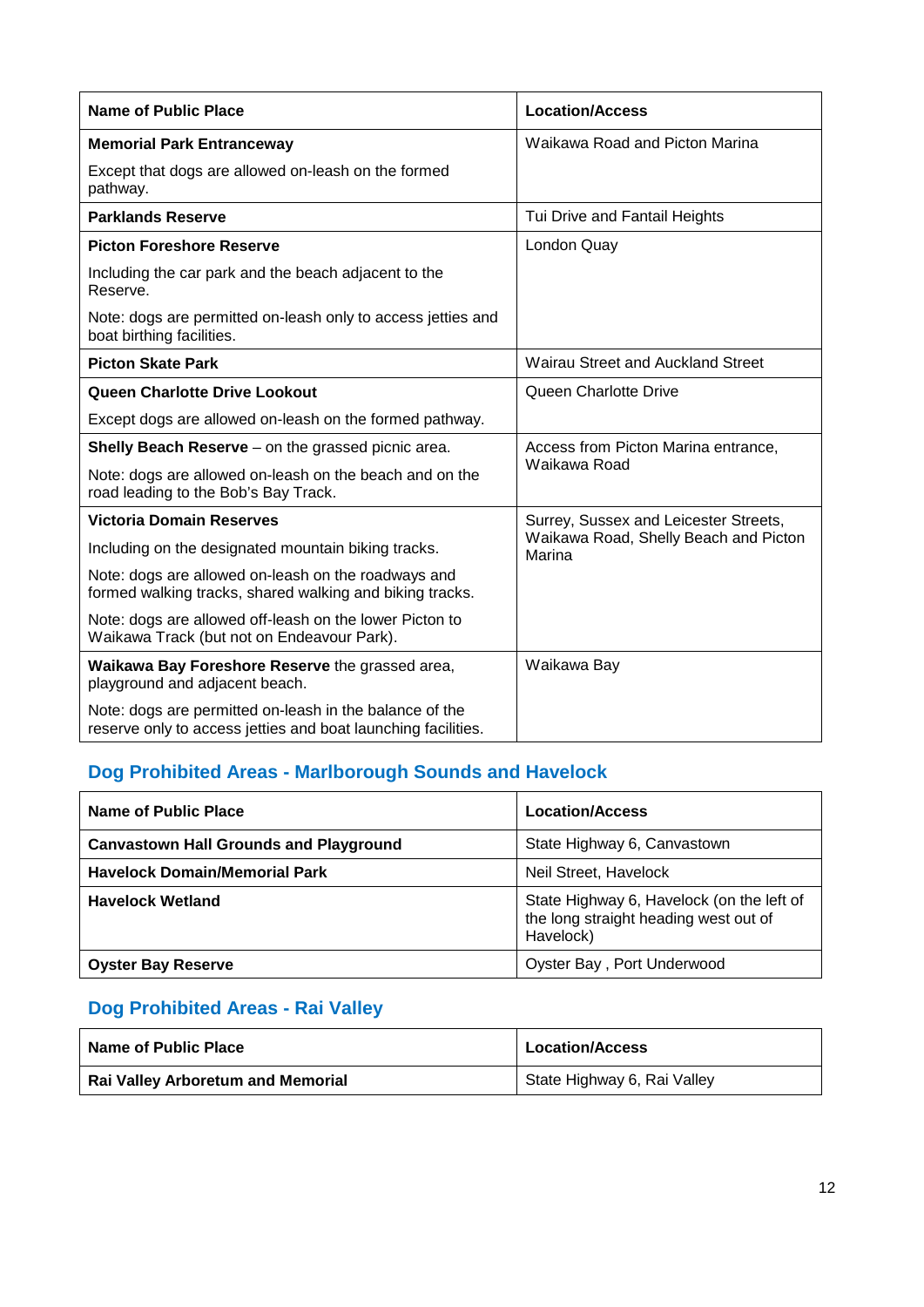| Name of Public Place | Location/Access |
|---|---|
| **Memorial Park Entranceway**<br><br>Except that dogs are allowed on-leash on the formed pathway. | Waikawa Road and Picton Marina |
| **Parklands Reserve** | Tui Drive and Fantail Heights |
| **Picton Foreshore Reserve**<br><br>Including the car park and the beach adjacent to the Reserve.<br><br>Note: dogs are permitted on-leash only to access jetties and boat birthing facilities. | London Quay |
| **Picton Skate Park** | Wairau Street and Auckland Street |
| **Queen Charlotte Drive Lookout**<br><br>Except dogs are allowed on-leash on the formed pathway. | Queen Charlotte Drive |
| **Shelly Beach Reserve** – on the grassed picnic area.<br><br>Note: dogs are allowed on-leash on the beach and on the road leading to the Bob's Bay Track. | Access from Picton Marina entrance, Waikawa Road |
| **Victoria Domain Reserves**<br><br>Including on the designated mountain biking tracks.<br><br>Note: dogs are allowed on-leash on the roadways and formed walking tracks, shared walking and biking tracks.<br><br>Note: dogs are allowed off-leash on the lower Picton to Waikawa Track (but not on Endeavour Park). | Surrey, Sussex and Leicester Streets, Waikawa Road, Shelly Beach and Picton Marina |
| **Waikawa Bay Foreshore Reserve** the grassed area, playground and adjacent beach.<br><br>Note: dogs are permitted on-leash in the balance of the reserve only to access jetties and boat launching facilities. | Waikawa Bay |

## Dog Prohibited Areas - Marlborough Sounds and Havelock

| Name of Public Place | Location/Access |
|---|---|
| **Canvastown Hall Grounds and Playground** | State Highway 6, Canvastown |
| **Havelock Domain/Memorial Park** | Neil Street, Havelock |
| **Havelock Wetland** | State Highway 6, Havelock (on the left of the long straight heading west out of Havelock) |
| **Oyster Bay Reserve** | Oyster Bay , Port Underwood |

## Dog Prohibited Areas - Rai Valley

| Name of Public Place | Location/Access |
|---|---|
| **Rai Valley Arboretum and Memorial** | State Highway 6, Rai Valley |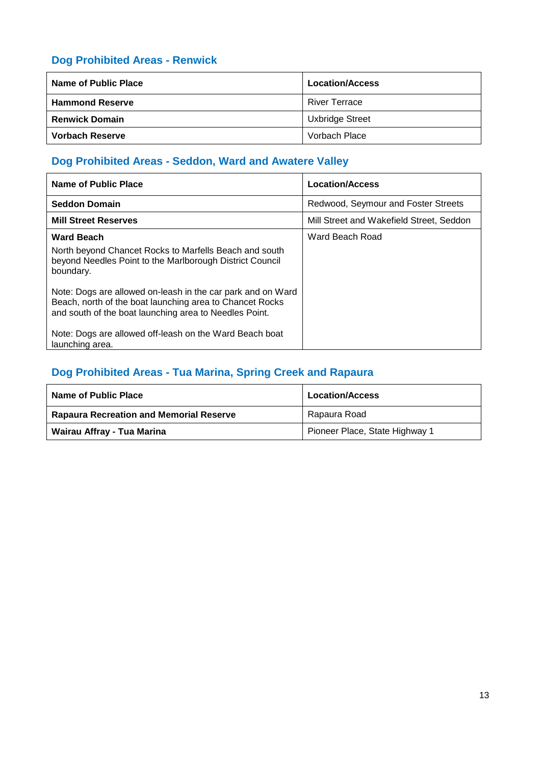## Dog Prohibited Areas - Renwick

| Name of Public Place | Location/Access |
| --- | --- |
| **Hammond Reserve** | River Terrace |
| **Renwick Domain** | Uxbridge Street |
| **Vorbach Reserve** | Vorbach Place |

## Dog Prohibited Areas - Seddon, Ward and Awatere Valley

| Name of Public Place | Location/Access |
| --- | --- |
| **Seddon Domain** | Redwood, Seymour and Foster Streets |
| **Mill Street Reserves** | Mill Street and Wakefield Street, Seddon |
| **Ward Beach**<br>North beyond Chancet Rocks to Marfells Beach and south beyond Needles Point to the Marlborough District Council boundary.<br><br>Note: Dogs are allowed on-leash in the car park and on Ward Beach, north of the boat launching area to Chancet Rocks and south of the boat launching area to Needles Point.<br><br>Note: Dogs are allowed off-leash on the Ward Beach boat launching area. | Ward Beach Road |

## Dog Prohibited Areas - Tua Marina, Spring Creek and Rapaura

| Name of Public Place | Location/Access |
| --- | --- |
| **Rapaura Recreation and Memorial Reserve** | Rapaura Road |
| **Wairau Affray - Tua Marina** | Pioneer Place, State Highway 1 |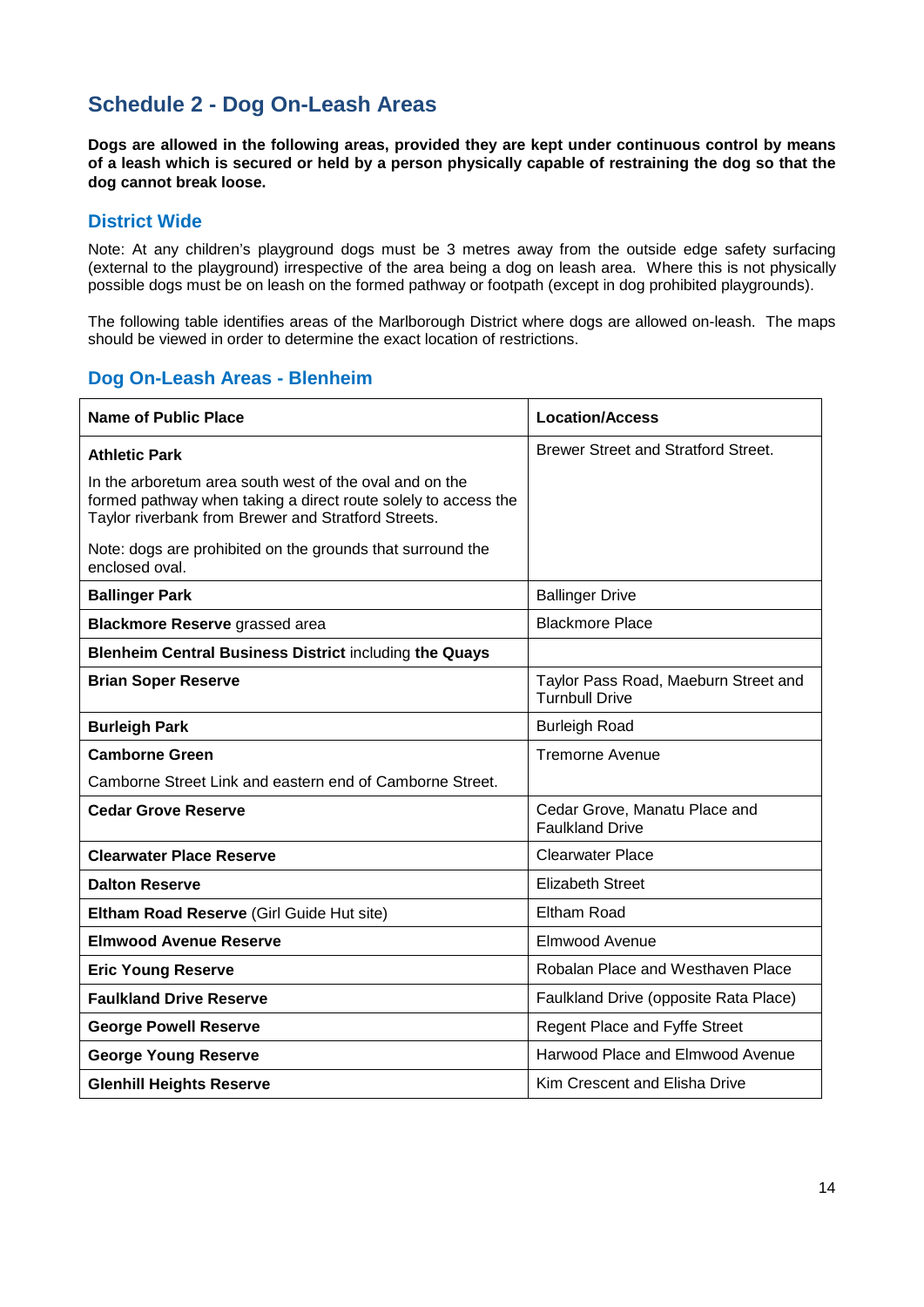## Schedule 2 - Dog On-Leash Areas

**Dogs are allowed in the following areas, provided they are kept under continuous control by means of a leash which is secured or held by a person physically capable of restraining the dog so that the dog cannot break loose.**

### District Wide

Note: At any children's playground dogs must be 3 metres away from the outside edge safety surfacing (external to the playground) irrespective of the area being a dog on leash area. Where this is not physically possible dogs must be on leash on the formed pathway or footpath (except in dog prohibited playgrounds).

The following table identifies areas of the Marlborough District where dogs are allowed on-leash. The maps should be viewed in order to determine the exact location of restrictions.

### Dog On-Leash Areas - Blenheim

| Name of Public Place | Location/Access |
|---|---|
| **Athletic Park**<br><br>In the arboretum area south west of the oval and on the formed pathway when taking a direct route solely to access the Taylor riverbank from Brewer and Stratford Streets.<br><br>Note: dogs are prohibited on the grounds that surround the enclosed oval. | Brewer Street and Stratford Street. |
| **Ballinger Park** | Ballinger Drive |
| **Blackmore Reserve** grassed area | Blackmore Place |
| **Blenheim Central Business District** including **the Quays** | |
| **Brian Soper Reserve** | Taylor Pass Road, Maeburn Street and Turnbull Drive |
| **Burleigh Park** | Burleigh Road |
| **Camborne Green**<br><br>Camborne Street Link and eastern end of Camborne Street. | Tremorne Avenue |
| **Cedar Grove Reserve** | Cedar Grove, Manatu Place and Faulkland Drive |
| **Clearwater Place Reserve** | Clearwater Place |
| **Dalton Reserve** | Elizabeth Street |
| **Eltham Road Reserve** (Girl Guide Hut site) | Eltham Road |
| **Elmwood Avenue Reserve** | Elmwood Avenue |
| **Eric Young Reserve** | Robalan Place and Westhaven Place |
| **Faulkland Drive Reserve** | Faulkland Drive (opposite Rata Place) |
| **George Powell Reserve** | Regent Place and Fyffe Street |
| **George Young Reserve** | Harwood Place and Elmwood Avenue |
| **Glenhill Heights Reserve** | Kim Crescent and Elisha Drive |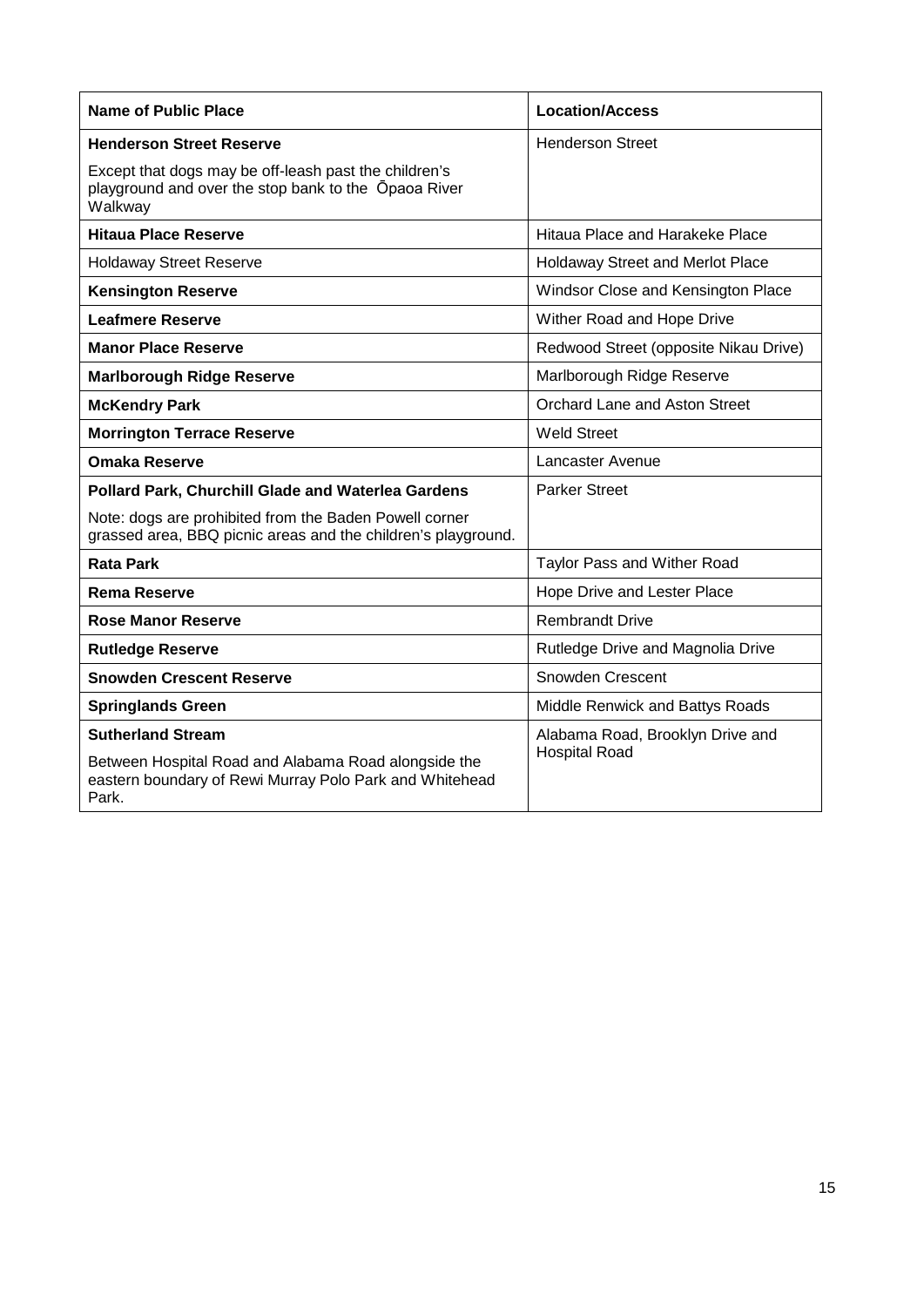| Name of Public Place | Location/Access |
|---|---|
| **Henderson Street Reserve**<br><br>Except that dogs may be off-leash past the children's playground and over the stop bank to the Ōpaoa River Walkway | Henderson Street |
| **Hitaua Place Reserve** | Hitaua Place and Harakeke Place |
| Holdaway Street Reserve | Holdaway Street and Merlot Place |
| **Kensington Reserve** | Windsor Close and Kensington Place |
| **Leafmere Reserve** | Wither Road and Hope Drive |
| **Manor Place Reserve** | Redwood Street (opposite Nikau Drive) |
| **Marlborough Ridge Reserve** | Marlborough Ridge Reserve |
| **McKendry Park** | Orchard Lane and Aston Street |
| **Morrington Terrace Reserve** | Weld Street |
| **Omaka Reserve** | Lancaster Avenue |
| **Pollard Park, Churchill Glade and Waterlea Gardens**<br><br>Note: dogs are prohibited from the Baden Powell corner grassed area, BBQ picnic areas and the children's playground. | Parker Street |
| **Rata Park** | Taylor Pass and Wither Road |
| **Rema Reserve** | Hope Drive and Lester Place |
| **Rose Manor Reserve** | Rembrandt Drive |
| **Rutledge Reserve** | Rutledge Drive and Magnolia Drive |
| **Snowden Crescent Reserve** | Snowden Crescent |
| **Springlands Green** | Middle Renwick and Battys Roads |
| **Sutherland Stream**<br><br>Between Hospital Road and Alabama Road alongside the eastern boundary of Rewi Murray Polo Park and Whitehead Park. | Alabama Road, Brooklyn Drive and Hospital Road |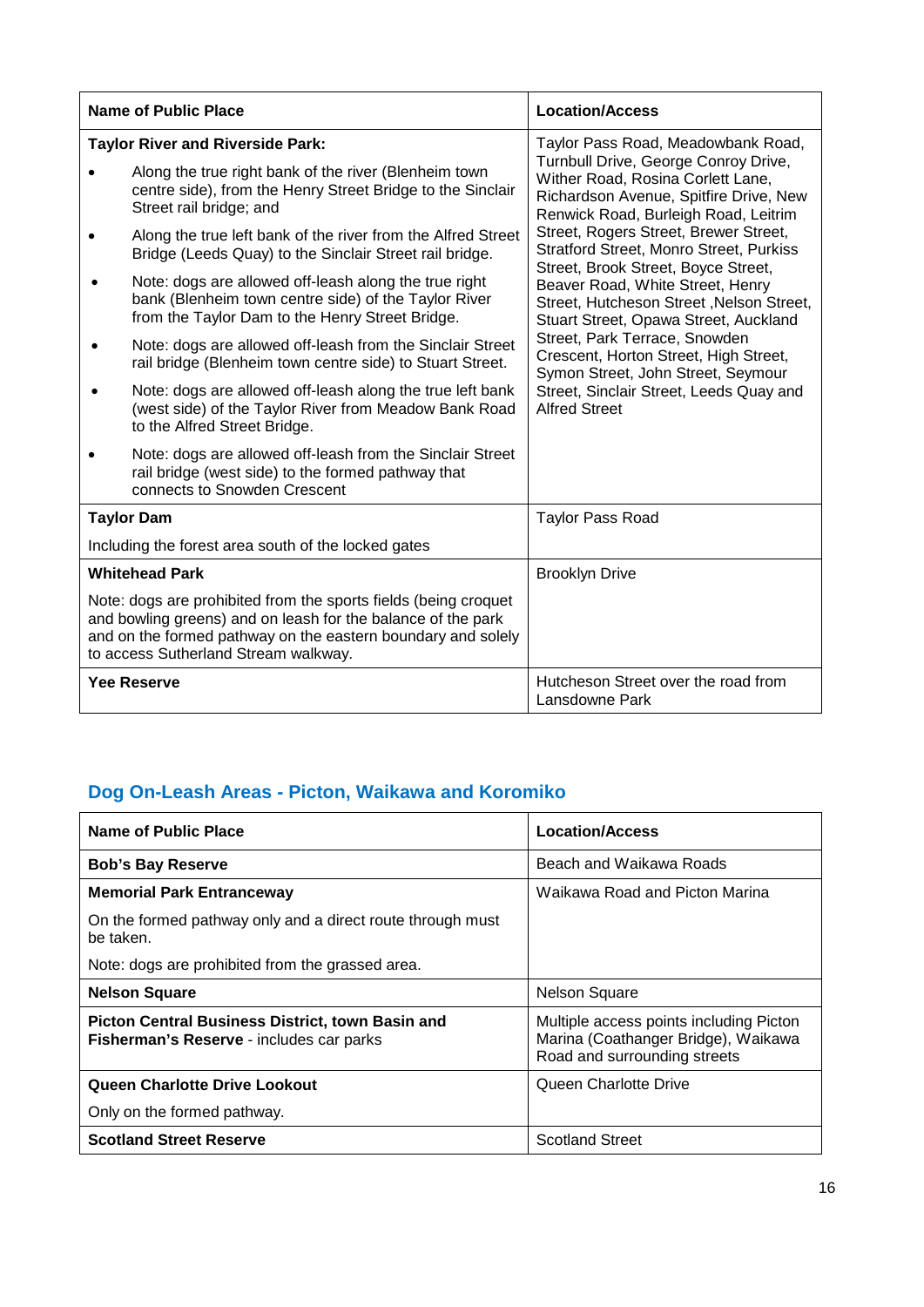| Name of Public Place | Location/Access |
| --- | --- |
| **Taylor River and Riverside Park:**<br>• Along the true right bank of the river (Blenheim town centre side), from the Henry Street Bridge to the Sinclair Street rail bridge; and<br>• Along the true left bank of the river from the Alfred Street Bridge (Leeds Quay) to the Sinclair Street rail bridge.<br>• Note: dogs are allowed off-leash along the true right bank (Blenheim town centre side) of the Taylor River from the Taylor Dam to the Henry Street Bridge.<br>• Note: dogs are allowed off-leash from the Sinclair Street rail bridge (Blenheim town centre side) to Stuart Street.<br>• Note: dogs are allowed off-leash along the true left bank (west side) of the Taylor River from Meadow Bank Road to the Alfred Street Bridge.<br>• Note: dogs are allowed off-leash from the Sinclair Street rail bridge (west side) to the formed pathway that connects to Snowden Crescent | Taylor Pass Road, Meadowbank Road, Turnbull Drive, George Conroy Drive, Wither Road, Rosina Corlett Lane, Richardson Avenue, Spitfire Drive, New Renwick Road, Burleigh Road, Leitrim Street, Rogers Street, Brewer Street, Stratford Street, Monro Street, Purkiss Street, Brook Street, Boyce Street, Beaver Road, White Street, Henry Street, Hutcheson Street ,Nelson Street, Stuart Street, Opawa Street, Auckland Street, Park Terrace, Snowden Crescent, Horton Street, High Street, Symon Street, John Street, Seymour Street, Sinclair Street, Leeds Quay and Alfred Street |
| **Taylor Dam**<br>Including the forest area south of the locked gates | Taylor Pass Road |
| **Whitehead Park**<br>Note: dogs are prohibited from the sports fields (being croquet and bowling greens) and on leash for the balance of the park and on the formed pathway on the eastern boundary and solely to access Sutherland Stream walkway. | Brooklyn Drive |
| **Yee Reserve** | Hutcheson Street over the road from Lansdowne Park |

## Dog On-Leash Areas - Picton, Waikawa and Koromiko

| Name of Public Place | Location/Access |
| --- | --- |
| **Bob's Bay Reserve** | Beach and Waikawa Roads |
| **Memorial Park Entranceway**<br>On the formed pathway only and a direct route through must be taken.<br>Note: dogs are prohibited from the grassed area. | Waikawa Road and Picton Marina |
| **Nelson Square** | Nelson Square |
| **Picton Central Business District, town Basin and Fisherman's Reserve** - includes car parks | Multiple access points including Picton Marina (Coathanger Bridge), Waikawa Road and surrounding streets |
| **Queen Charlotte Drive Lookout**<br>Only on the formed pathway. | Queen Charlotte Drive |
| **Scotland Street Reserve** | Scotland Street |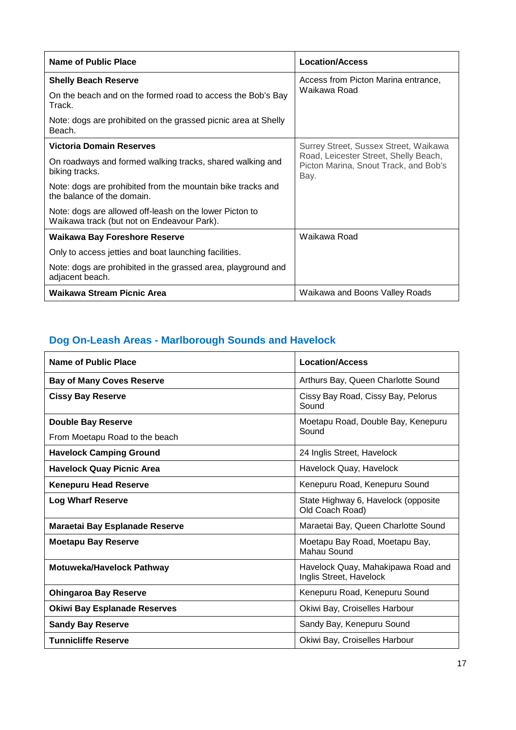| Name of Public Place | Location/Access |
|---|---|
| **Shelly Beach Reserve**<br>On the beach and on the formed road to access the Bob's Bay Track.<br>Note: dogs are prohibited on the grassed picnic area at Shelly Beach. | Access from Picton Marina entrance, Waikawa Road |
| **Victoria Domain Reserves**<br>On roadways and formed walking tracks, shared walking and biking tracks.<br>Note: dogs are prohibited from the mountain bike tracks and the balance of the domain.<br>Note: dogs are allowed off-leash on the lower Picton to Waikawa track (but not on Endeavour Park). | Surrey Street, Sussex Street, Waikawa Road, Leicester Street, Shelly Beach, Picton Marina, Snout Track, and Bob's Bay. |
| **Waikawa Bay Foreshore Reserve**<br>Only to access jetties and boat launching facilities.<br>Note: dogs are prohibited in the grassed area, playground and adjacent beach. | Waikawa Road |
| **Waikawa Stream Picnic Area** | Waikawa and Boons Valley Roads |

## Dog On-Leash Areas - Marlborough Sounds and Havelock

| Name of Public Place | Location/Access |
|---|---|
| **Bay of Many Coves Reserve** | Arthurs Bay, Queen Charlotte Sound |
| **Cissy Bay Reserve** | Cissy Bay Road, Cissy Bay, Pelorus Sound |
| **Double Bay Reserve**<br>From Moetapu Road to the beach | Moetapu Road, Double Bay, Kenepuru Sound |
| **Havelock Camping Ground** | 24 Inglis Street, Havelock |
| **Havelock Quay Picnic Area** | Havelock Quay, Havelock |
| **Kenepuru Head Reserve** | Kenepuru Road, Kenepuru Sound |
| **Log Wharf Reserve** | State Highway 6, Havelock (opposite Old Coach Road) |
| **Maraetai Bay Esplanade Reserve** | Maraetai Bay, Queen Charlotte Sound |
| **Moetapu Bay Reserve** | Moetapu Bay Road, Moetapu Bay, Mahau Sound |
| **Motuweka/Havelock Pathway** | Havelock Quay, Mahakipawa Road and Inglis Street, Havelock |
| **Ohingaroa Bay Reserve** | Kenepuru Road, Kenepuru Sound |
| **Okiwi Bay Esplanade Reserves** | Okiwi Bay, Croiselles Harbour |
| **Sandy Bay Reserve** | Sandy Bay, Kenepuru Sound |
| **Tunnicliffe Reserve** | Okiwi Bay, Croiselles Harbour |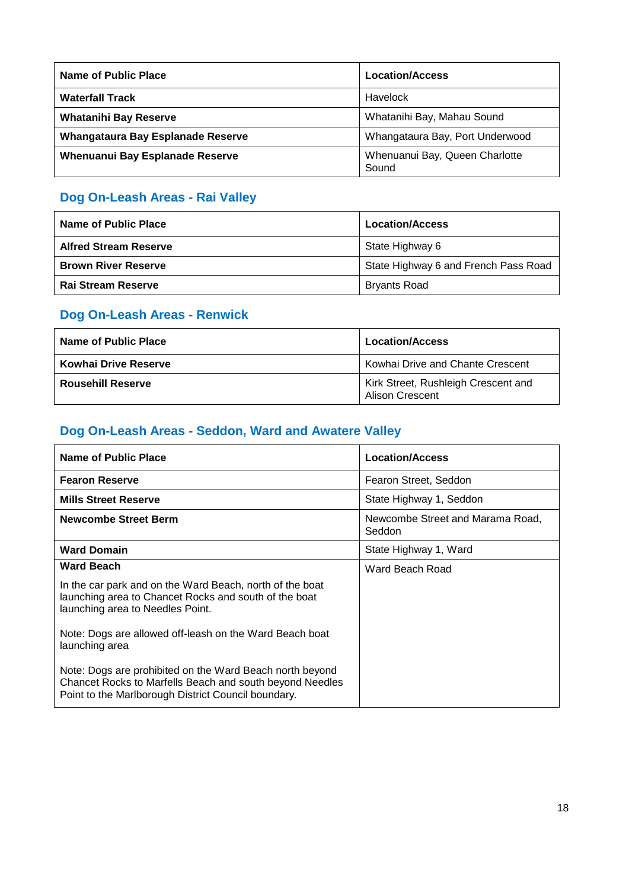| Name of Public Place | Location/Access |
|---|---|
| **Waterfall Track** | Havelock |
| **Whatanihi Bay Reserve** | Whatanihi Bay, Mahau Sound |
| **Whangataura Bay Esplanade Reserve** | Whangataura Bay, Port Underwood |
| **Whenuanui Bay Esplanade Reserve** | Whenuanui Bay, Queen Charlotte Sound |

## Dog On-Leash Areas - Rai Valley

| Name of Public Place | Location/Access |
|---|---|
| **Alfred Stream Reserve** | State Highway 6 |
| **Brown River Reserve** | State Highway 6 and French Pass Road |
| **Rai Stream Reserve** | Bryants Road |

## Dog On-Leash Areas - Renwick

| Name of Public Place | Location/Access |
|---|---|
| **Kowhai Drive Reserve** | Kowhai Drive and Chante Crescent |
| **Rousehill Reserve** | Kirk Street, Rushleigh Crescent and Alison Crescent |

## Dog On-Leash Areas - Seddon, Ward and Awatere Valley

| Name of Public Place | Location/Access |
|---|---|
| **Fearon Reserve** | Fearon Street, Seddon |
| **Mills Street Reserve** | State Highway 1, Seddon |
| **Newcombe Street Berm** | Newcombe Street and Marama Road, Seddon |
| **Ward Domain** | State Highway 1, Ward |
| **Ward Beach**<br><br>In the car park and on the Ward Beach, north of the boat launching area to Chancet Rocks and south of the boat launching area to Needles Point.<br><br>Note: Dogs are allowed off-leash on the Ward Beach boat launching area<br><br>Note: Dogs are prohibited on the Ward Beach north beyond Chancet Rocks to Marfells Beach and south beyond Needles Point to the Marlborough District Council boundary. | Ward Beach Road |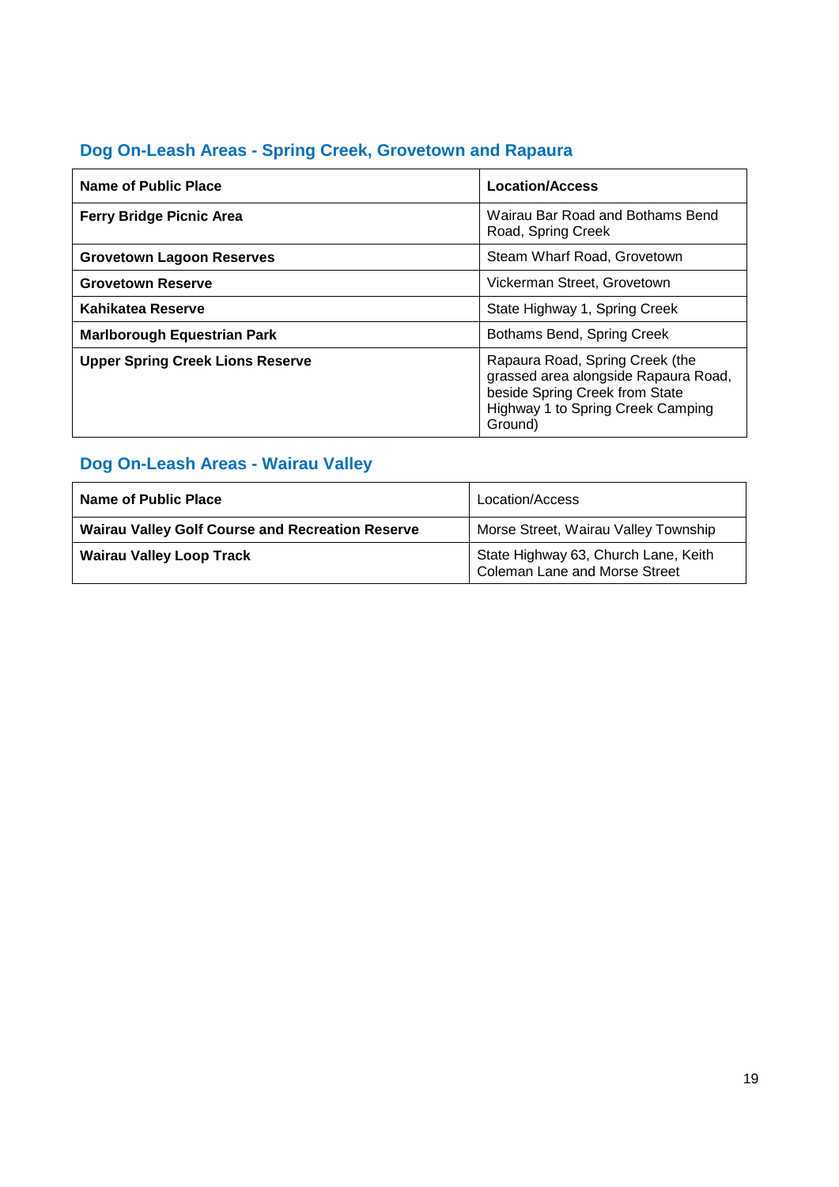## Dog On-Leash Areas - Spring Creek, Grovetown and Rapaura

| Name of Public Place | Location/Access |
|---|---|
| **Ferry Bridge Picnic Area** | Wairau Bar Road and Bothams Bend Road, Spring Creek |
| **Grovetown Lagoon Reserves** | Steam Wharf Road, Grovetown |
| **Grovetown Reserve** | Vickerman Street, Grovetown |
| **Kahikatea Reserve** | State Highway 1, Spring Creek |
| **Marlborough Equestrian Park** | Bothams Bend, Spring Creek |
| **Upper Spring Creek Lions Reserve** | Rapaura Road, Spring Creek (the grassed area alongside Rapaura Road, beside Spring Creek from State Highway 1 to Spring Creek Camping Ground) |

## Dog On-Leash Areas - Wairau Valley

| Name of Public Place | Location/Access |
|---|---|
| **Wairau Valley Golf Course and Recreation Reserve** | Morse Street, Wairau Valley Township |
| **Wairau Valley Loop Track** | State Highway 63, Church Lane, Keith Coleman Lane and Morse Street |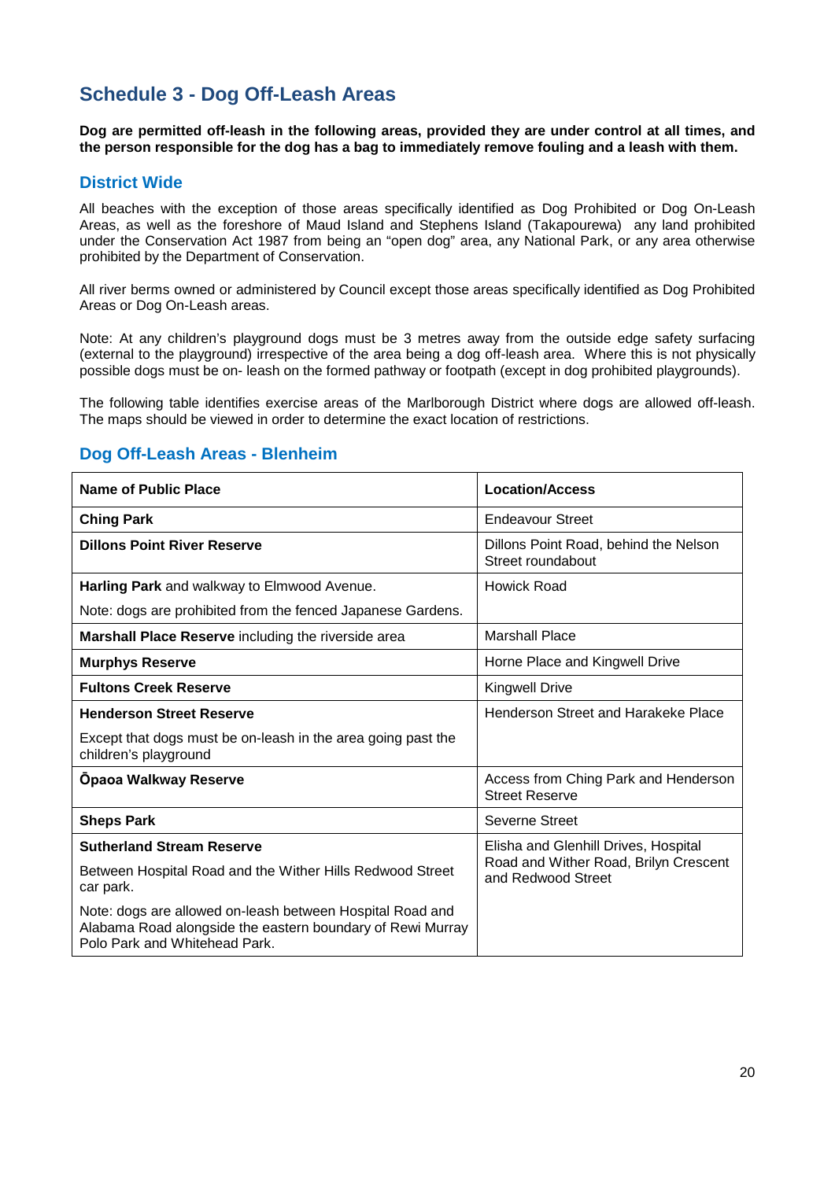## Schedule 3 - Dog Off-Leash Areas

**Dog are permitted off-leash in the following areas, provided they are under control at all times, and the person responsible for the dog has a bag to immediately remove fouling and a leash with them.**

### District Wide

All beaches with the exception of those areas specifically identified as Dog Prohibited or Dog On-Leash Areas, as well as the foreshore of Maud Island and Stephens Island (Takapourewa) any land prohibited under the Conservation Act 1987 from being an "open dog" area, any National Park, or any area otherwise prohibited by the Department of Conservation.

All river berms owned or administered by Council except those areas specifically identified as Dog Prohibited Areas or Dog On-Leash areas.

Note: At any children's playground dogs must be 3 metres away from the outside edge safety surfacing (external to the playground) irrespective of the area being a dog off-leash area. Where this is not physically possible dogs must be on- leash on the formed pathway or footpath (except in dog prohibited playgrounds).

The following table identifies exercise areas of the Marlborough District where dogs are allowed off-leash. The maps should be viewed in order to determine the exact location of restrictions.

### Dog Off-Leash Areas - Blenheim

| Name of Public Place | Location/Access |
|---|---|
| **Ching Park** | Endeavour Street |
| **Dillons Point River Reserve** | Dillons Point Road, behind the Nelson Street roundabout |
| **Harling Park** and walkway to Elmwood Avenue.<br><br>Note: dogs are prohibited from the fenced Japanese Gardens. | Howick Road |
| **Marshall Place Reserve** including the riverside area | Marshall Place |
| **Murphys Reserve** | Horne Place and Kingwell Drive |
| **Fultons Creek Reserve** | Kingwell Drive |
| **Henderson Street Reserve**<br><br>Except that dogs must be on-leash in the area going past the children's playground | Henderson Street and Harakeke Place |
| **Ōpaoa Walkway Reserve** | Access from Ching Park and Henderson Street Reserve |
| **Sheps Park** | Severne Street |
| **Sutherland Stream Reserve**<br><br>Between Hospital Road and the Wither Hills Redwood Street car park.<br><br>Note: dogs are allowed on-leash between Hospital Road and Alabama Road alongside the eastern boundary of Rewi Murray Polo Park and Whitehead Park. | Elisha and Glenhill Drives, Hospital Road and Wither Road, Brilyn Crescent and Redwood Street |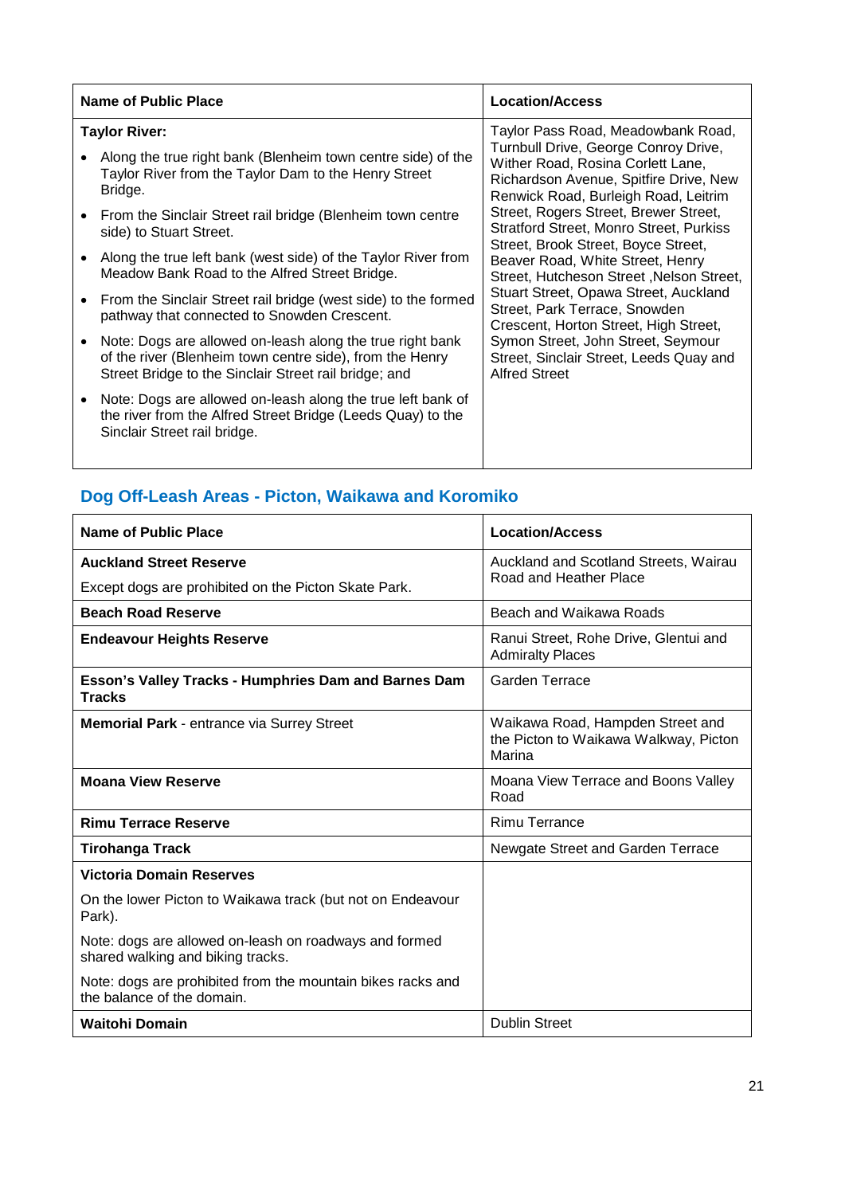| Name of Public Place | Location/Access |
|---|---|
| **Taylor River:**<br>• Along the true right bank (Blenheim town centre side) of the Taylor River from the Taylor Dam to the Henry Street Bridge.<br>• From the Sinclair Street rail bridge (Blenheim town centre side) to Stuart Street.<br>• Along the true left bank (west side) of the Taylor River from Meadow Bank Road to the Alfred Street Bridge.<br>• From the Sinclair Street rail bridge (west side) to the formed pathway that connected to Snowden Crescent.<br>• Note: Dogs are allowed on-leash along the true right bank of the river (Blenheim town centre side), from the Henry Street Bridge to the Sinclair Street rail bridge; and<br>• Note: Dogs are allowed on-leash along the true left bank of the river from the Alfred Street Bridge (Leeds Quay) to the Sinclair Street rail bridge. | Taylor Pass Road, Meadowbank Road, Turnbull Drive, George Conroy Drive, Wither Road, Rosina Corlett Lane, Richardson Avenue, Spitfire Drive, New Renwick Road, Burleigh Road, Leitrim Street, Rogers Street, Brewer Street, Stratford Street, Monro Street, Purkiss Street, Brook Street, Boyce Street, Beaver Road, White Street, Henry Street, Hutcheson Street ,Nelson Street, Stuart Street, Opawa Street, Auckland Street, Park Terrace, Snowden Crescent, Horton Street, High Street, Symon Street, John Street, Seymour Street, Sinclair Street, Leeds Quay and Alfred Street |

## Dog Off-Leash Areas - Picton, Waikawa and Koromiko

| Name of Public Place | Location/Access |
|---|---|
| **Auckland Street Reserve**<br>Except dogs are prohibited on the Picton Skate Park. | Auckland and Scotland Streets, Wairau Road and Heather Place |
| **Beach Road Reserve** | Beach and Waikawa Roads |
| **Endeavour Heights Reserve** | Ranui Street, Rohe Drive, Glentui and Admiralty Places |
| **Esson's Valley Tracks - Humphries Dam and Barnes Dam Tracks** | Garden Terrace |
| **Memorial Park** - entrance via Surrey Street | Waikawa Road, Hampden Street and the Picton to Waikawa Walkway, Picton Marina |
| **Moana View Reserve** | Moana View Terrace and Boons Valley Road |
| **Rimu Terrace Reserve** | Rimu Terrance |
| **Tirohanga Track** | Newgate Street and Garden Terrace |
| **Victoria Domain Reserves**<br>On the lower Picton to Waikawa track (but not on Endeavour Park).<br>Note: dogs are allowed on-leash on roadways and formed shared walking and biking tracks.<br>Note: dogs are prohibited from the mountain bikes racks and the balance of the domain. | |
| **Waitohi Domain** | Dublin Street |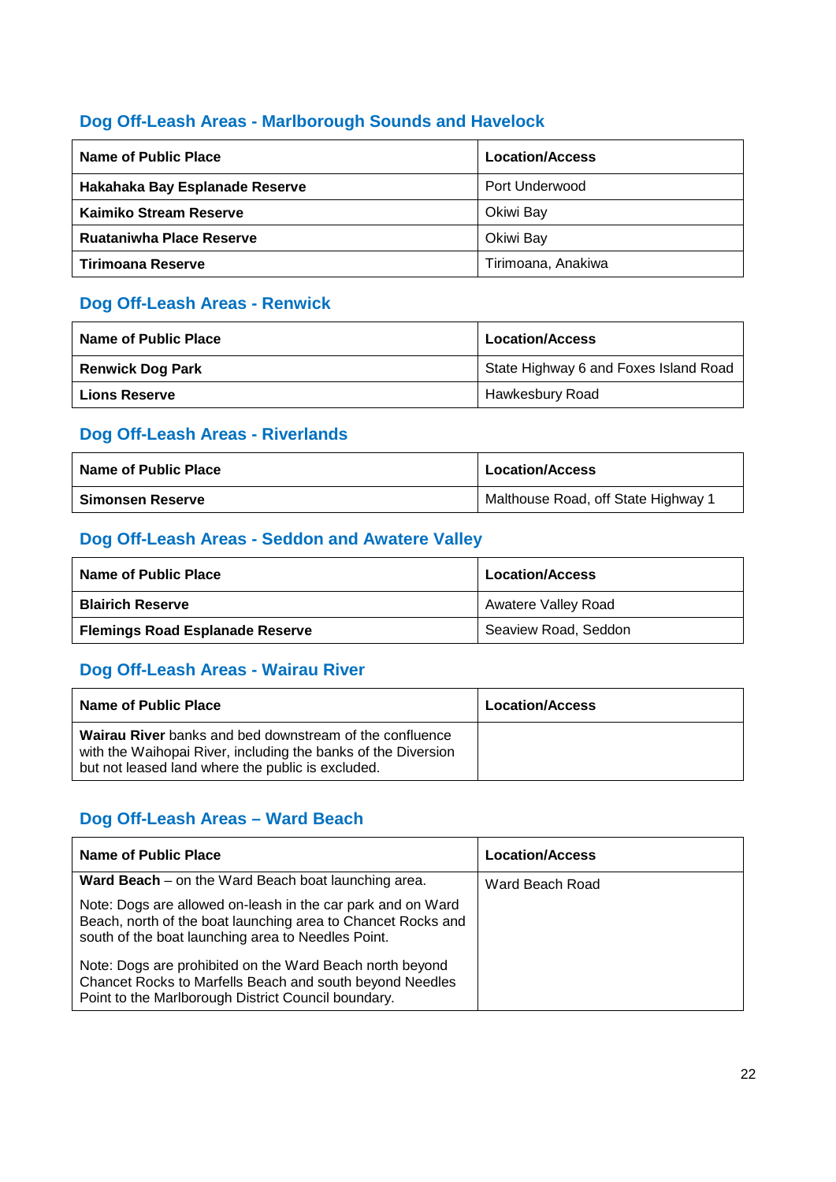## Dog Off-Leash Areas - Marlborough Sounds and Havelock

| Name of Public Place | Location/Access |
|---|---|
| **Hakahaka Bay Esplanade Reserve** | Port Underwood |
| **Kaimiko Stream Reserve** | Okiwi Bay |
| **Ruataniwha Place Reserve** | Okiwi Bay |
| **Tirimoana Reserve** | Tirimoana, Anakiwa |

## Dog Off-Leash Areas - Renwick

| Name of Public Place | Location/Access |
|---|---|
| **Renwick Dog Park** | State Highway 6 and Foxes Island Road |
| **Lions Reserve** | Hawkesbury Road |

## Dog Off-Leash Areas - Riverlands

| Name of Public Place | Location/Access |
|---|---|
| **Simonsen Reserve** | Malthouse Road, off State Highway 1 |

## Dog Off-Leash Areas - Seddon and Awatere Valley

| Name of Public Place | Location/Access |
|---|---|
| **Blairich Reserve** | Awatere Valley Road |
| **Flemings Road Esplanade Reserve** | Seaview Road, Seddon |

## Dog Off-Leash Areas - Wairau River

| Name of Public Place | Location/Access |
|---|---|
| **Wairau River** banks and bed downstream of the confluence with the Waihopai River, including the banks of the Diversion but not leased land where the public is excluded. | |

## Dog Off-Leash Areas – Ward Beach

| Name of Public Place | Location/Access |
|---|---|
| **Ward Beach** – on the Ward Beach boat launching area.<br><br>Note: Dogs are allowed on-leash in the car park and on Ward Beach, north of the boat launching area to Chancet Rocks and south of the boat launching area to Needles Point.<br><br>Note: Dogs are prohibited on the Ward Beach north beyond Chancet Rocks to Marfells Beach and south beyond Needles Point to the Marlborough District Council boundary. | Ward Beach Road |